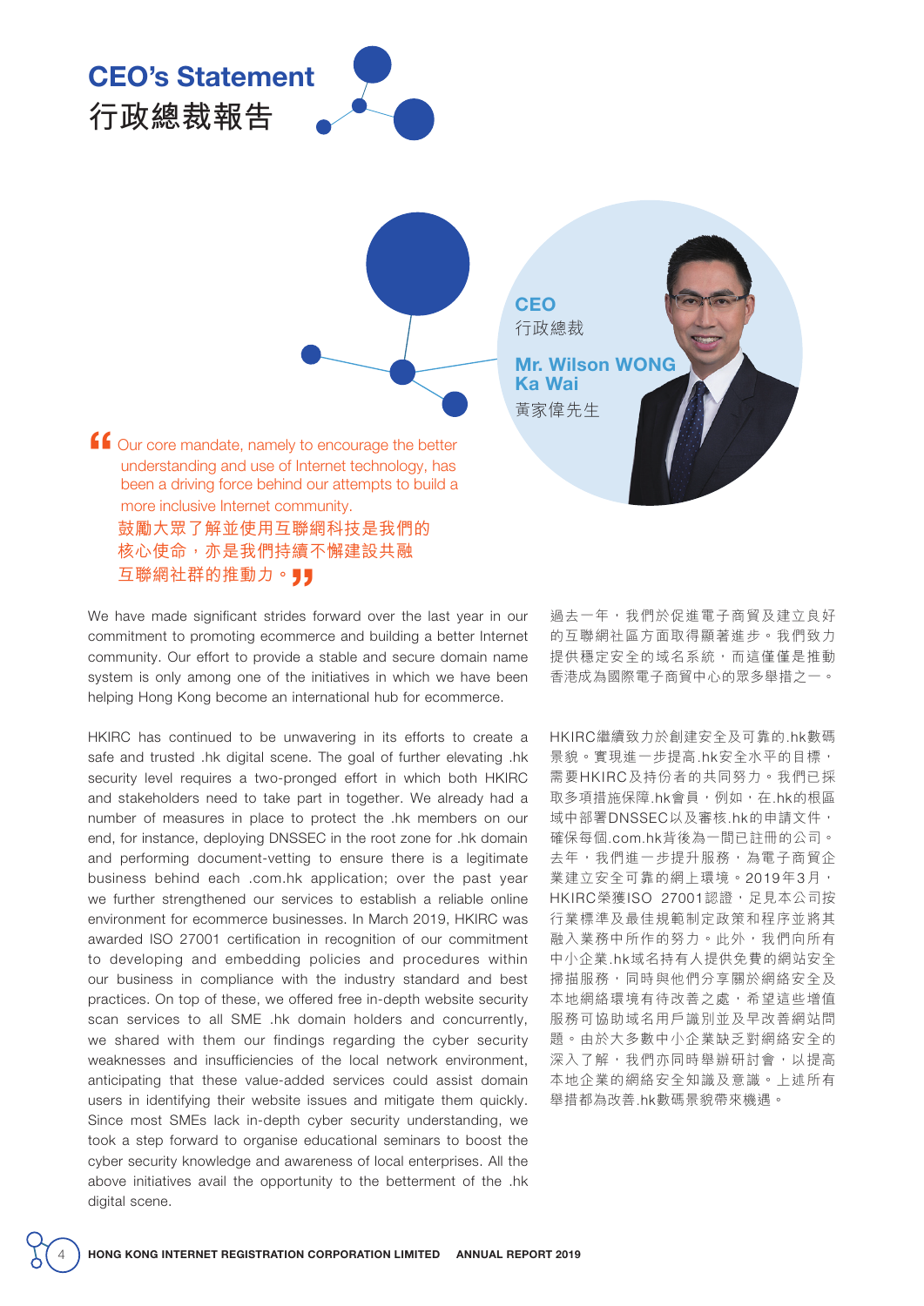# CEO's Statement
# 行政總裁報告

**CEO**
行政總裁

**Mr. Wilson WONG Ka Wai**
黃家偉先生

" Our core mandate, namely to encourage the better understanding and use of Internet technology, has been a driving force behind our attempts to build a more inclusive Internet community.
鼓勵大眾了解並使用互聯網科技是我們的核心使命，亦是我們持續不懈建設共融互聯網社群的推動力。"

We have made significant strides forward over the last year in our commitment to promoting ecommerce and building a better Internet community. Our effort to provide a stable and secure domain name system is only among one of the initiatives in which we have been helping Hong Kong become an international hub for ecommerce.

HKIRC has continued to be unwavering in its efforts to create a safe and trusted .hk digital scene. The goal of further elevating .hk security level requires a two-pronged effort in which both HKIRC and stakeholders need to take part in together. We already had a number of measures in place to protect the .hk members on our end, for instance, deploying DNSSEC in the root zone for .hk domain and performing document-vetting to ensure there is a legitimate business behind each .com.hk application; over the past year we further strengthened our services to establish a reliable online environment for ecommerce businesses. In March 2019, HKIRC was awarded ISO 27001 certification in recognition of our commitment to developing and embedding policies and procedures within our business in compliance with the industry standard and best practices. On top of these, we offered free in-depth website security scan services to all SME .hk domain holders and concurrently, we shared with them our findings regarding the cyber security weaknesses and insufficiencies of the local network environment, anticipating that these value-added services could assist domain users in identifying their website issues and mitigate them quickly. Since most SMEs lack in-depth cyber security understanding, we took a step forward to organise educational seminars to boost the cyber security knowledge and awareness of local enterprises. All the above initiatives avail the opportunity to the betterment of the .hk digital scene.

過去一年，我們於促進電子商貿及建立良好的互聯網社區方面取得顯著進步。我們致力提供穩定安全的域名系統，而這僅僅是推動香港成為國際電子商貿中心的眾多舉措之一。

HKIRC繼續致力於創建安全及可靠的.hk數碼景貌。實現進一步提高.hk安全水平的目標，需要HKIRC及持份者的共同努力。我們已採取多項措施保障.hk會員，例如，在.hk的根區域中部署DNSSEC以及審核.hk的申請文件，確保每個.com.hk背後為一間已註冊的公司。去年，我們進一步提升服務，為電子商貿企業建立安全可靠的網上環境。2019年3月，HKIRC榮獲ISO 27001認證，足見本公司按行業標準及最佳規範制定政策和程序並將其融入業務中所作的努力。此外，我們向所有中小企業.hk域名持有人提供免費的網站安全掃描服務，同時與他們分享關於網絡安全及本地網絡環境有待改善之處，希望這些增值服務可協助域名用戶識別並及早改善網站問題。由於大多數中小企業缺乏對網絡安全的深入了解，我們亦同時舉辦研討會，以提高本地企業的網絡安全知識及意識。上述所有舉措都為改善.hk數碼景貌帶來機遇。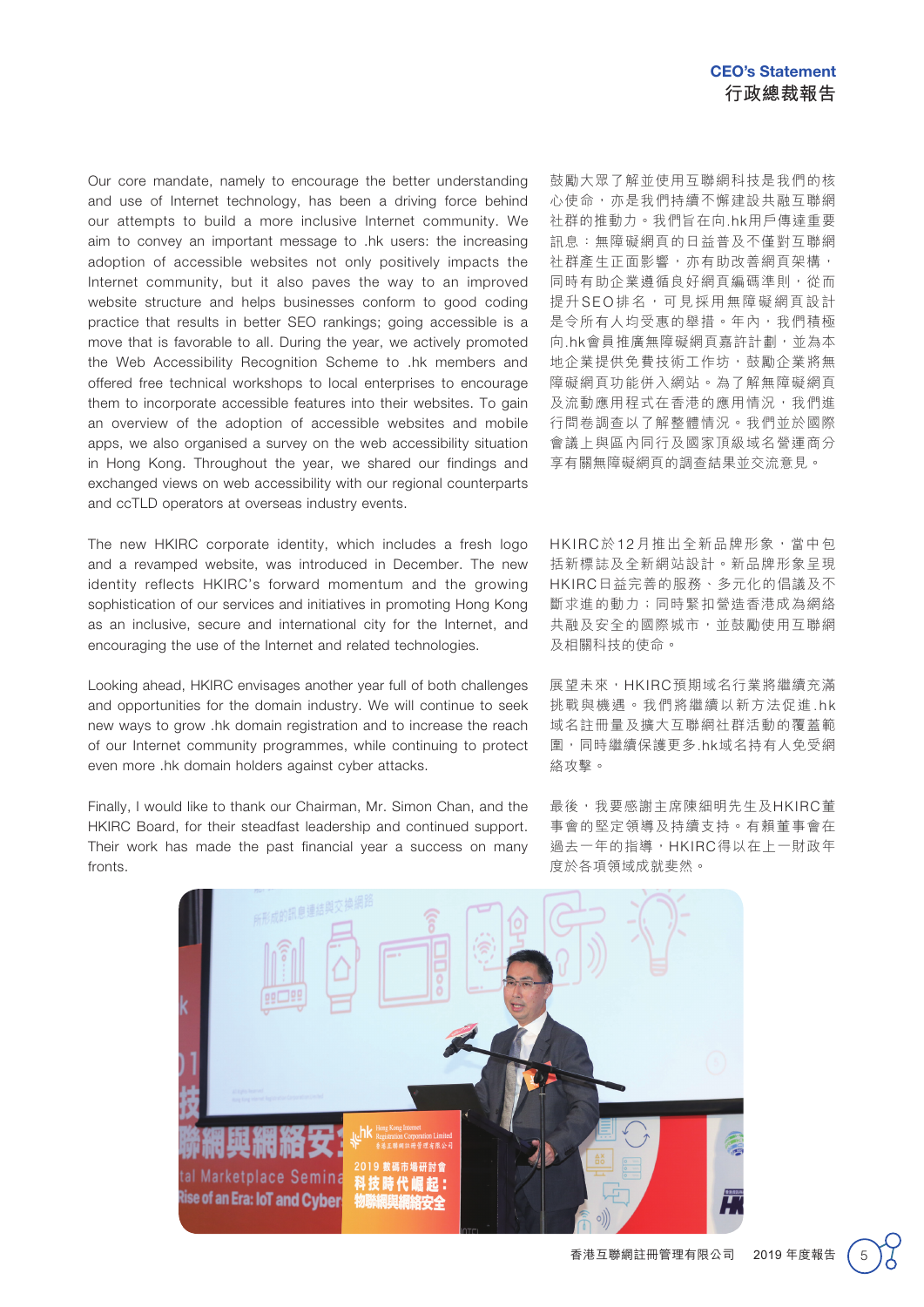Our core mandate, namely to encourage the better understanding and use of Internet technology, has been a driving force behind our attempts to build a more inclusive Internet community. We aim to convey an important message to .hk users: the increasing adoption of accessible websites not only positively impacts the Internet community, but it also paves the way to an improved website structure and helps businesses conform to good coding practice that results in better SEO rankings; going accessible is a move that is favorable to all. During the year, we actively promoted the Web Accessibility Recognition Scheme to .hk members and offered free technical workshops to local enterprises to encourage them to incorporate accessible features into their websites. To gain an overview of the adoption of accessible websites and mobile apps, we also organised a survey on the web accessibility situation in Hong Kong. Throughout the year, we shared our findings and exchanged views on web accessibility with our regional counterparts and ccTLD operators at overseas industry events.

鼓勵大眾了解並使用互聯網科技是我們的核心使命，亦是我們持續不懈建設共融互聯網社群的推動力。我們旨在向.hk用戶傳達重要訊息：無障礙網頁的日益普及不僅對互聯網社群產生正面影響，亦有助改善網頁架構，同時有助企業遵循良好網頁編碼準則，從而提升SEO排名，可見採用無障礙網頁設計是令所有人均受惠的舉措。年內，我們積極向.hk會員推廣無障礙網頁嘉許計劃，並為本地企業提供免費技術工作坊，鼓勵企業將無障礙網頁功能併入網站。為了解無障礙網頁及流動應用程式在香港的應用情況，我們進行問卷調查以了解整體情況。我們並於國際會議上與區內同行及國家頂級域名營運商分享有關無障礙網頁的調查結果並交流意見。

The new HKIRC corporate identity, which includes a fresh logo and a revamped website, was introduced in December. The new identity reflects HKIRC's forward momentum and the growing sophistication of our services and initiatives in promoting Hong Kong as an inclusive, secure and international city for the Internet, and encouraging the use of the Internet and related technologies.

HKIRC於12月推出全新品牌形象，當中包括新標誌及全新網站設計。新品牌形象呈現HKIRC日益完善的服務、多元化的倡議及不斷求進的動力；同時緊扣營造香港成為網絡共融及安全的國際城市，並鼓勵使用互聯網及相關科技的使命。

Looking ahead, HKIRC envisages another year full of both challenges and opportunities for the domain industry. We will continue to seek new ways to grow .hk domain registration and to increase the reach of our Internet community programmes, while continuing to protect even more .hk domain holders against cyber attacks.

展望未來，HKIRC預期域名行業將繼續充滿挑戰與機遇。我們將繼續以新方法促進.hk域名註冊量及擴大互聯網社群活動的覆蓋範圍，同時繼續保護更多.hk域名持有人免受網絡攻擊。

Finally, I would like to thank our Chairman, Mr. Simon Chan, and the HKIRC Board, for their steadfast leadership and continued support. Their work has made the past financial year a success on many fronts.

最後，我要感謝主席陳細明先生及HKIRC董事會的堅定領導及持續支持。有賴董事會在過去一年的指導，HKIRC得以在上一財政年度於各項領域成就斐然。